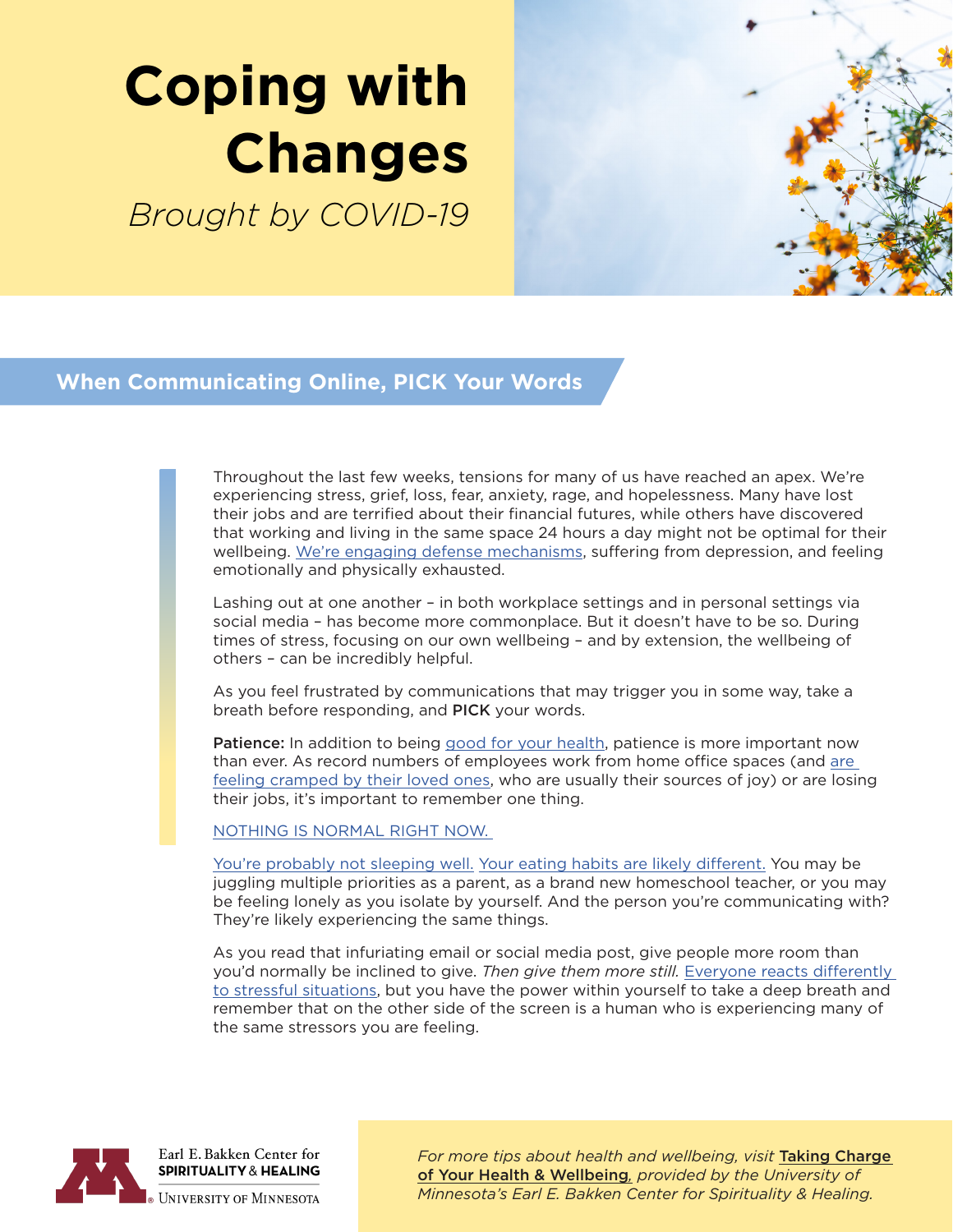# Coping with Changes

*Brought by COVID-19*

## When Communicating Online, PICK Your Words

Throughout the last few weeks, tensions for many of us have reached an apex. We're experiencing stress, grief, loss, fear, anxiety, rage, and hopelessness. Many have lost their jobs and are terrified about their financial futures, while others have discovered that working and living in the same space 24 hours a day might not be optimal for their wellbeing. We're engaging defense mechanisms, suffering from depression, and feeling emotionally and physically exhausted.

Lashing out at one another – in both workplace settings and in personal settings via social media – has become more commonplace. But it doesn't have to be so. During times of stress, focusing on our own wellbeing – and by extension, the wellbeing of others – can be incredibly helpful.

As you feel frustrated by communications that may trigger you in some way, take a breath before responding, and **PICK** your words.

**Patience:** In addition to being good for your health, patience is more important now than ever. As record numbers of employees work from home office spaces (and are feeling cramped by their loved ones, who are usually their sources of joy) or are losing their jobs, it's important to remember one thing.

NOTHING IS NORMAL RIGHT NOW.

You're probably not sleeping well. Your eating habits are likely different. You may be juggling multiple priorities as a parent, as a brand new homeschool teacher, or you may be feeling lonely as you isolate by yourself. And the person you're communicating with? They're likely experiencing the same things.

As you read that infuriating email or social media post, give people more room than you'd normally be inclined to give. *Then give them more still.* Everyone reacts differently to stressful situations, but you have the power within yourself to take a deep breath and remember that on the other side of the screen is a human who is experiencing many of the same stressors you are feeling.

Earl E. Bakken Center for SPIRITUALITY & HEALING
UNIVERSITY OF MINNESOTA

*For more tips about health and wellbeing, visit* ***Taking Charge of Your Health & Wellbeing****, provided by the University of Minnesota's Earl E. Bakken Center for Spirituality & Healing.*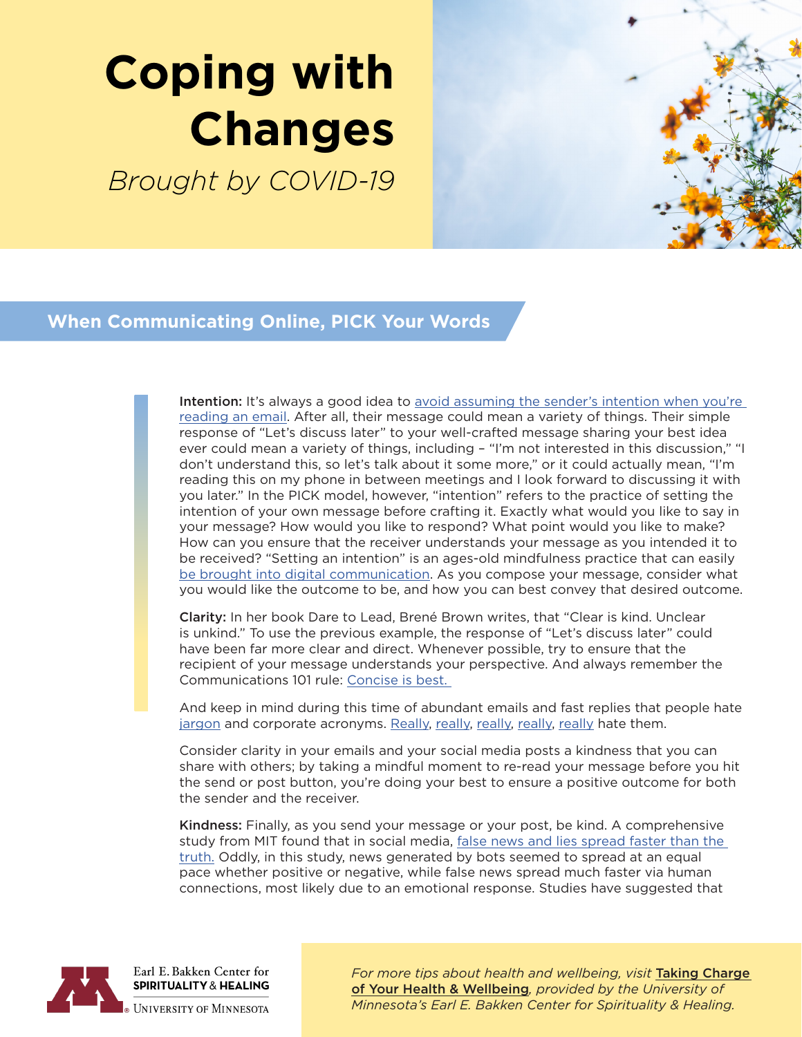# Coping with Changes

*Brought by COVID-19*

## When Communicating Online, PICK Your Words

**Intention:** It's always a good idea to avoid assuming the sender's intention when you're reading an email. After all, their message could mean a variety of things. Their simple response of "Let's discuss later" to your well-crafted message sharing your best idea ever could mean a variety of things, including – "I'm not interested in this discussion," "I don't understand this, so let's talk about it some more," or it could actually mean, "I'm reading this on my phone in between meetings and I look forward to discussing it with you later." In the PICK model, however, "intention" refers to the practice of setting the intention of your own message before crafting it. Exactly what would you like to say in your message? How would you like to respond? What point would you like to make? How can you ensure that the receiver understands your message as you intended it to be received? "Setting an intention" is an ages-old mindfulness practice that can easily be brought into digital communication. As you compose your message, consider what you would like the outcome to be, and how you can best convey that desired outcome.

**Clarity:** In her book Dare to Lead, Brené Brown writes, that "Clear is kind. Unclear is unkind." To use the previous example, the response of "Let's discuss later" could have been far more clear and direct. Whenever possible, try to ensure that the recipient of your message understands your perspective. And always remember the Communications 101 rule: Concise is best.

And keep in mind during this time of abundant emails and fast replies that people hate jargon and corporate acronyms. Really, really, really, really, really hate them.

Consider clarity in your emails and your social media posts a kindness that you can share with others; by taking a mindful moment to re-read your message before you hit the send or post button, you're doing your best to ensure a positive outcome for both the sender and the receiver.

**Kindness:** Finally, as you send your message or your post, be kind. A comprehensive study from MIT found that in social media, false news and lies spread faster than the truth. Oddly, in this study, news generated by bots seemed to spread at an equal pace whether positive or negative, while false news spread much faster via human connections, most likely due to an emotional response. Studies have suggested that

Earl E. Bakken Center for SPIRITUALITY & HEALING
UNIVERSITY OF MINNESOTA

*For more tips about health and wellbeing, visit* ***Taking Charge of Your Health & Wellbeing****, provided by the University of Minnesota's Earl E. Bakken Center for Spirituality & Healing.*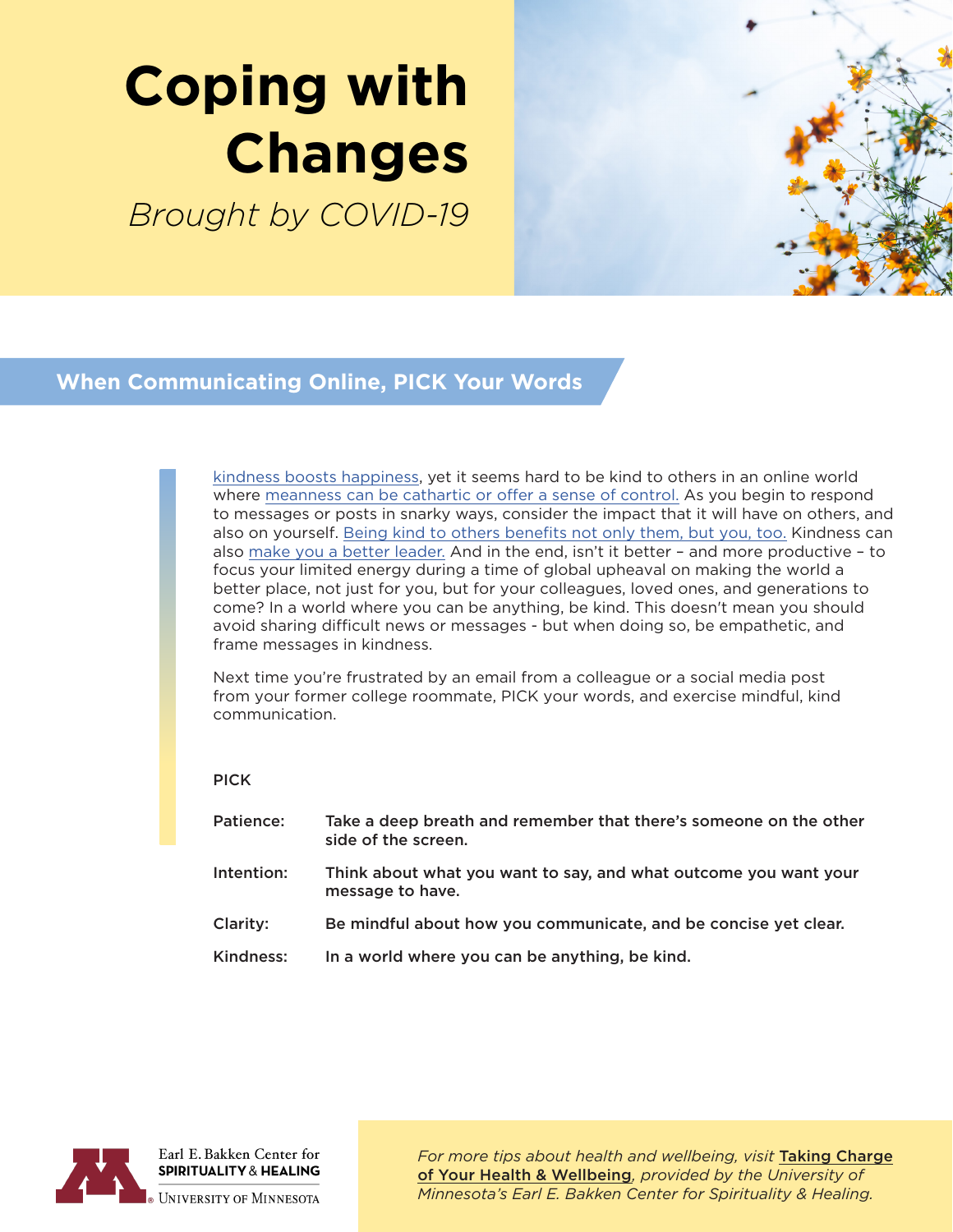# Coping with Changes

*Brought by COVID-19*

## When Communicating Online, PICK Your Words

kindness boosts happiness, yet it seems hard to be kind to others in an online world where meanness can be cathartic or offer a sense of control. As you begin to respond to messages or posts in snarky ways, consider the impact that it will have on others, and also on yourself. Being kind to others benefits not only them, but you, too. Kindness can also make you a better leader. And in the end, isn't it better – and more productive – to focus your limited energy during a time of global upheaval on making the world a better place, not just for you, but for your colleagues, loved ones, and generations to come? In a world where you can be anything, be kind. This doesn't mean you should avoid sharing difficult news or messages - but when doing so, be empathetic, and frame messages in kindness.

Next time you're frustrated by an email from a colleague or a social media post from your former college roommate, PICK your words, and exercise mindful, kind communication.

PICK

| | |
|---|---|
| Patience: | **Take a deep breath and remember that there's someone on the other side of the screen.** |
| Intention: | **Think about what you want to say, and what outcome you want your message to have.** |
| Clarity: | **Be mindful about how you communicate, and be concise yet clear.** |
| Kindness: | **In a world where you can be anything, be kind.** |

Earl E. Bakken Center for SPIRITUALITY & HEALING
UNIVERSITY OF MINNESOTA

*For more tips about health and wellbeing, visit* **Taking Charge of Your Health & Wellbeing***, provided by the University of Minnesota's Earl E. Bakken Center for Spirituality & Healing.*